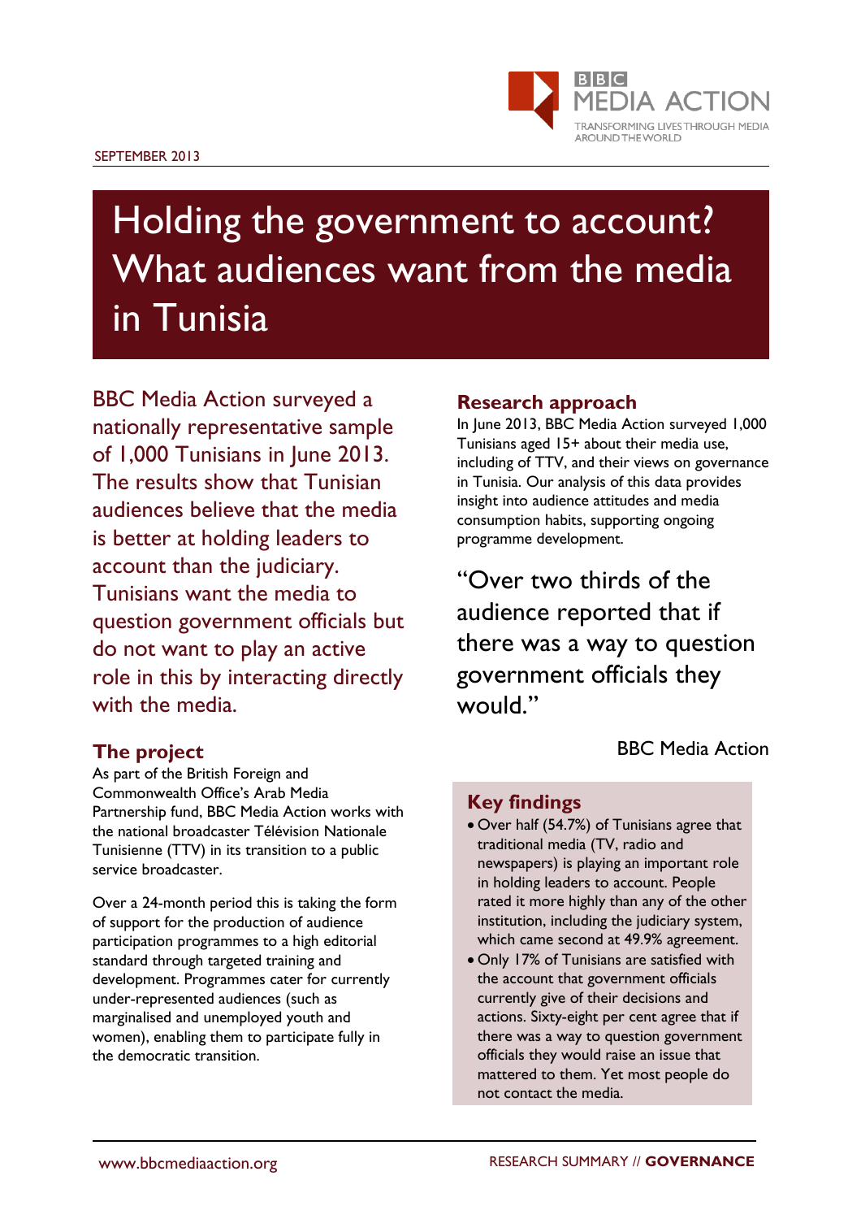SEPTEMBER 2013

# Holding the government to account? What audiences want from the media in Tunisia

BBC Media Action surveyed a nationally representative sample of 1,000 Tunisians in June 2013. The results show that Tunisian audiences believe that the media is better at holding leaders to account than the judiciary. Tunisians want the media to question government officials but do not want to play an active role in this by interacting directly with the media.

## The project

As part of the British Foreign and Commonwealth Office's Arab Media Partnership fund, BBC Media Action works with the national broadcaster Télévision Nationale Tunisienne (TTV) in its transition to a public service broadcaster.

Over a 24-month period this is taking the form of support for the production of audience participation programmes to a high editorial standard through targeted training and development. Programmes cater for currently under-represented audiences (such as marginalised and unemployed youth and women), enabling them to participate fully in the democratic transition.

## Research approach

In June 2013, BBC Media Action surveyed 1,000 Tunisians aged 15+ about their media use, including of TTV, and their views on governance in Tunisia. Our analysis of this data provides insight into audience attitudes and media consumption habits, supporting ongoing programme development.

> "Over two thirds of the audience reported that if there was a way to question government officials they would."
>
> BBC Media Action

## Key findings

- Over half (54.7%) of Tunisians agree that traditional media (TV, radio and newspapers) is playing an important role in holding leaders to account. People rated it more highly than any of the other institution, including the judiciary system, which came second at 49.9% agreement.
- Only 17% of Tunisians are satisfied with the account that government officials currently give of their decisions and actions. Sixty-eight per cent agree that if there was a way to question government officials they would raise an issue that mattered to them. Yet most people do not contact the media.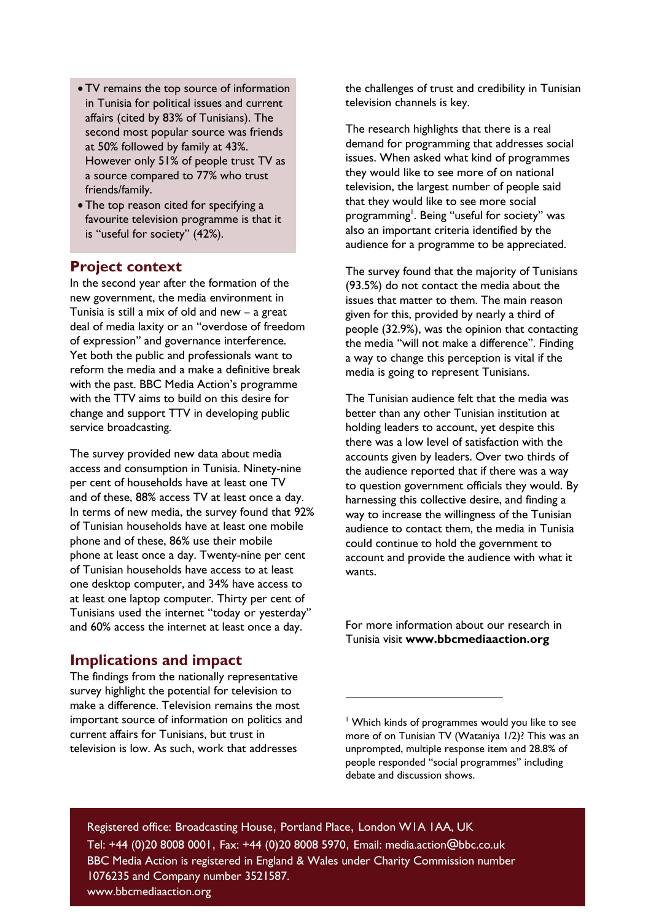- TV remains the top source of information in Tunisia for political issues and current affairs (cited by 83% of Tunisians). The second most popular source was friends at 50% followed by family at 43%. However only 51% of people trust TV as a source compared to 77% who trust friends/family.
- The top reason cited for specifying a favourite television programme is that it is "useful for society" (42%).

## Project context

In the second year after the formation of the new government, the media environment in Tunisia is still a mix of old and new – a great deal of media laxity or an "overdose of freedom of expression" and governance interference. Yet both the public and professionals want to reform the media and a make a definitive break with the past. BBC Media Action's programme with the TTV aims to build on this desire for change and support TTV in developing public service broadcasting.

The survey provided new data about media access and consumption in Tunisia. Ninety-nine per cent of households have at least one TV and of these, 88% access TV at least once a day. In terms of new media, the survey found that 92% of Tunisian households have at least one mobile phone and of these, 86% use their mobile phone at least once a day. Twenty-nine per cent of Tunisian households have access to at least one desktop computer, and 34% have access to at least one laptop computer. Thirty per cent of Tunisians used the internet "today or yesterday" and 60% access the internet at least once a day.

## Implications and impact

The findings from the nationally representative survey highlight the potential for television to make a difference. Television remains the most important source of information on politics and current affairs for Tunisians, but trust in television is low. As such, work that addresses the challenges of trust and credibility in Tunisian television channels is key.

The research highlights that there is a real demand for programming that addresses social issues. When asked what kind of programmes they would like to see more of on national television, the largest number of people said that they would like to see more social programming[1]. Being "useful for society" was also an important criteria identified by the audience for a programme to be appreciated.

The survey found that the majority of Tunisians (93.5%) do not contact the media about the issues that matter to them. The main reason given for this, provided by nearly a third of people (32.9%), was the opinion that contacting the media "will not make a difference". Finding a way to change this perception is vital if the media is going to represent Tunisians.

The Tunisian audience felt that the media was better than any other Tunisian institution at holding leaders to account, yet despite this there was a low level of satisfaction with the accounts given by leaders. Over two thirds of the audience reported that if there was a way to question government officials they would. By harnessing this collective desire, and finding a way to increase the willingness of the Tunisian audience to contact them, the media in Tunisia could continue to hold the government to account and provide the audience with what it wants.

For more information about our research in Tunisia visit **www.bbcmediaaction.org**

[1] Which kinds of programmes would you like to see more of on Tunisian TV (Wataniya 1/2)? This was an unprompted, multiple response item and 28.8% of people responded "social programmes" including debate and discussion shows.

Registered office: Broadcasting House, Portland Place, London W1A 1AA, UK
Tel: +44 (0)20 8008 0001, Fax: +44 (0)20 8008 5970, Email: media.action@bbc.co.uk
BBC Media Action is registered in England & Wales under Charity Commission number 1076235 and Company number 3521587.
www.bbcmediaaction.org